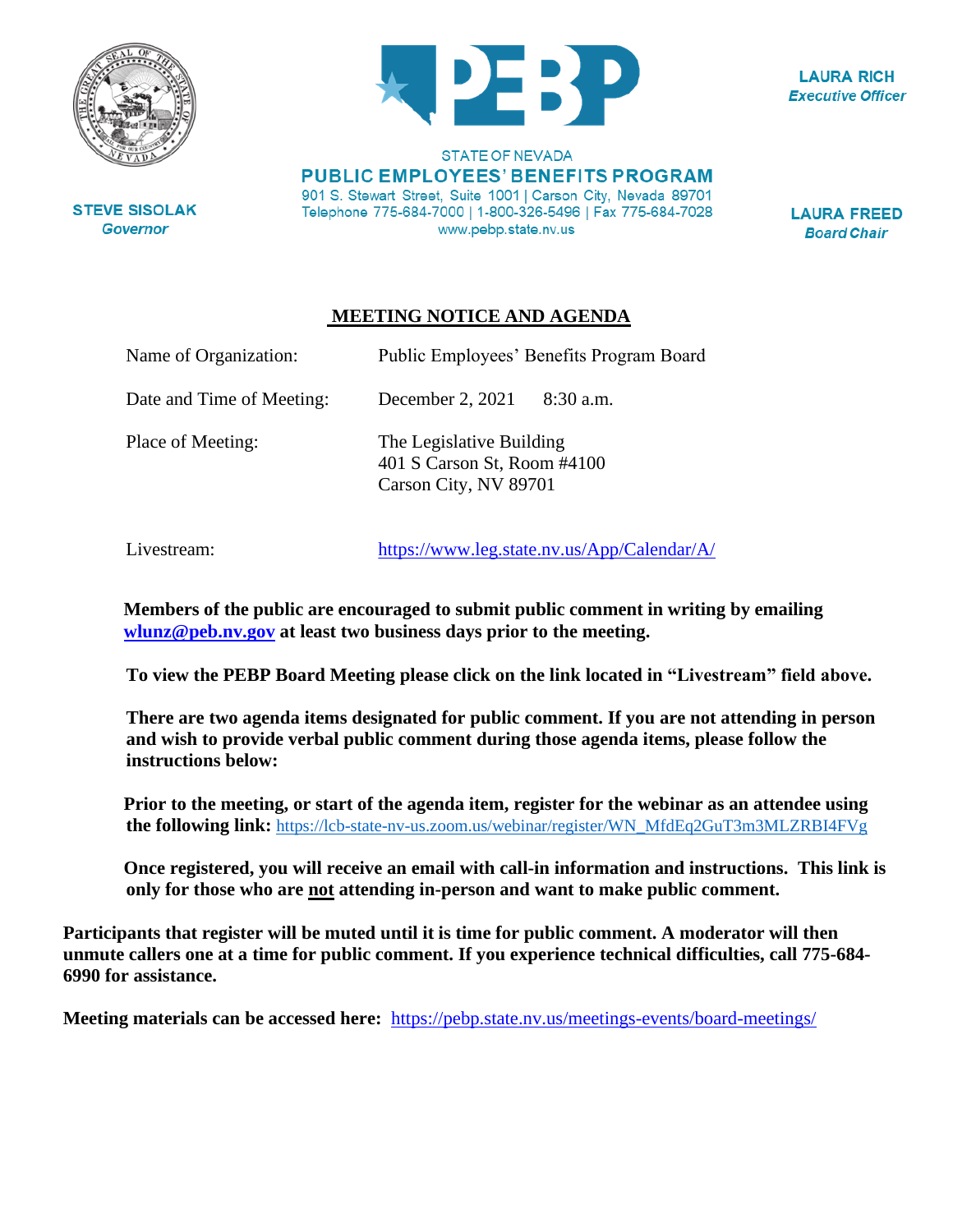LAURA RICH
*Executive Officer*

STATE OF NEVADA
**PUBLIC EMPLOYEES' BENEFITS PROGRAM**
901 S. Stewart Street, Suite 1001 | Carson City, Nevada 89701
Telephone 775-684-7000 | 1-800-326-5496 | Fax 775-684-7028
www.pebp.state.nv.us

STEVE SISOLAK
*Governor*

LAURA FREED
*Board Chair*

## MEETING NOTICE AND AGENDA

Name of Organization: Public Employees' Benefits Program Board

Date and Time of Meeting: December 2, 2021 8:30 a.m.

Place of Meeting: The Legislative Building
401 S Carson St, Room #4100
Carson City, NV 89701

Livestream: https://www.leg.state.nv.us/App/Calendar/A/

**Members of the public are encouraged to submit public comment in writing by emailing wlunz@peb.nv.gov at least two business days prior to the meeting.**

**To view the PEBP Board Meeting please click on the link located in "Livestream" field above.**

**There are two agenda items designated for public comment. If you are not attending in person and wish to provide verbal public comment during those agenda items, please follow the instructions below:**

**Prior to the meeting, or start of the agenda item, register for the webinar as an attendee using the following link:** https://lcb-state-nv-us.zoom.us/webinar/register/WN_MfdEq2GuT3m3MLZRBI4FVg

**Once registered, you will receive an email with call-in information and instructions. This link is only for those who are not attending in-person and want to make public comment.**

**Participants that register will be muted until it is time for public comment. A moderator will then unmute callers one at a time for public comment. If you experience technical difficulties, call 775-684-6990 for assistance.**

**Meeting materials can be accessed here:** https://pebp.state.nv.us/meetings-events/board-meetings/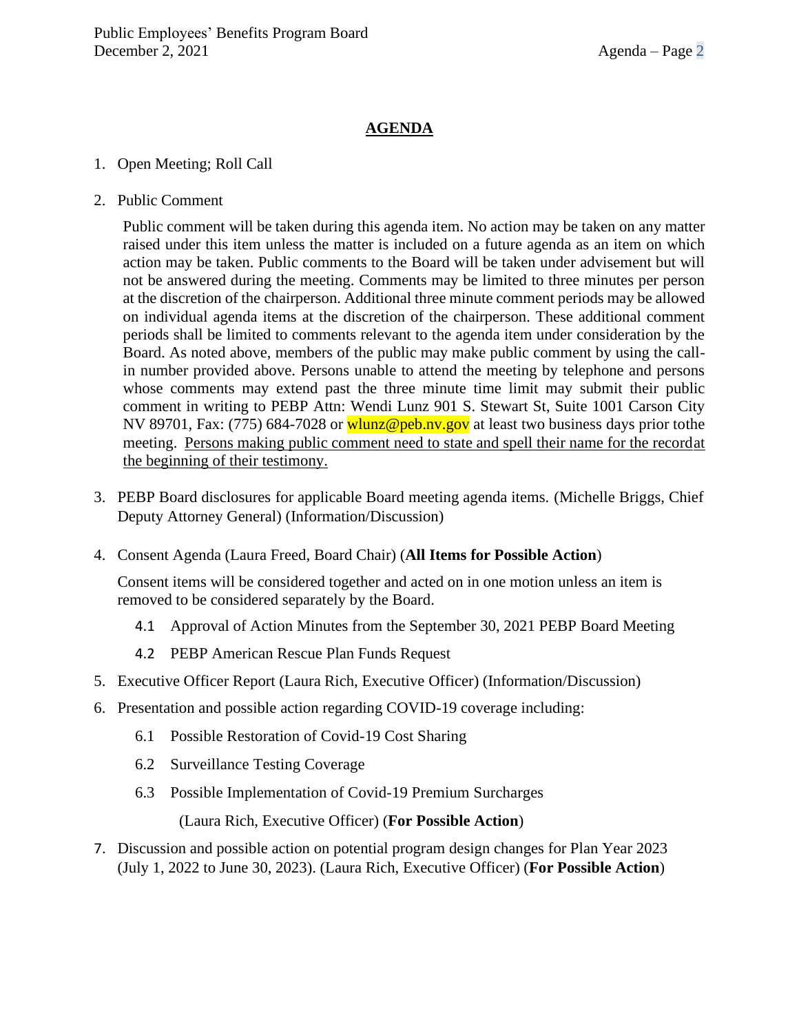## AGENDA

1. Open Meeting; Roll Call

2. Public Comment

   Public comment will be taken during this agenda item. No action may be taken on any matter raised under this item unless the matter is included on a future agenda as an item on which action may be taken. Public comments to the Board will be taken under advisement but will not be answered during the meeting. Comments may be limited to three minutes per person at the discretion of the chairperson. Additional three minute comment periods may be allowed on individual agenda items at the discretion of the chairperson. These additional comment periods shall be limited to comments relevant to the agenda item under consideration by the Board. As noted above, members of the public may make public comment by using the call-in number provided above. Persons unable to attend the meeting by telephone and persons whose comments may extend past the three minute time limit may submit their public comment in writing to PEBP Attn: Wendi Lunz 901 S. Stewart St, Suite 1001 Carson City NV 89701, Fax: (775) 684-7028 or wlunz@peb.nv.gov at least two business days prior tothe meeting. Persons making public comment need to state and spell their name for the recordat the beginning of their testimony.

3. PEBP Board disclosures for applicable Board meeting agenda items. (Michelle Briggs, Chief Deputy Attorney General) (Information/Discussion)

4. Consent Agenda (Laura Freed, Board Chair) (**All Items for Possible Action**)

   Consent items will be considered together and acted on in one motion unless an item is removed to be considered separately by the Board.

   4.1 Approval of Action Minutes from the September 30, 2021 PEBP Board Meeting

   4.2 PEBP American Rescue Plan Funds Request

5. Executive Officer Report (Laura Rich, Executive Officer) (Information/Discussion)

6. Presentation and possible action regarding COVID-19 coverage including:

   6.1 Possible Restoration of Covid-19 Cost Sharing

   6.2 Surveillance Testing Coverage

   6.3 Possible Implementation of Covid-19 Premium Surcharges

   (Laura Rich, Executive Officer) (**For Possible Action**)

7. Discussion and possible action on potential program design changes for Plan Year 2023 (July 1, 2022 to June 30, 2023). (Laura Rich, Executive Officer) (**For Possible Action**)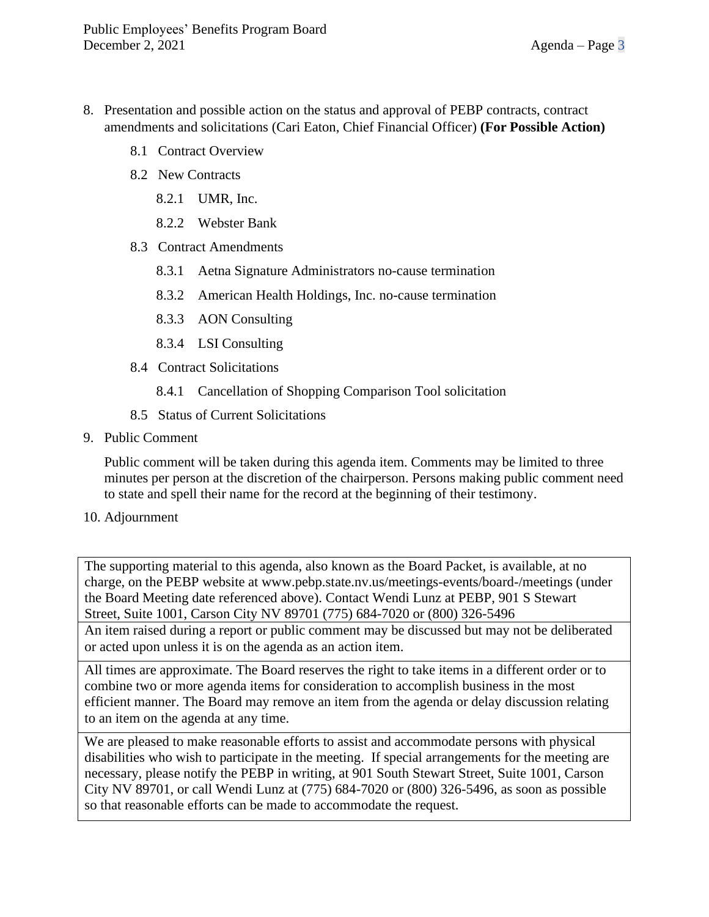8. Presentation and possible action on the status and approval of PEBP contracts, contract amendments and solicitations (Cari Eaton, Chief Financial Officer) **(For Possible Action)**

    8.1 Contract Overview

    8.2 New Contracts

        8.2.1 UMR, Inc.

        8.2.2 Webster Bank

    8.3 Contract Amendments

        8.3.1 Aetna Signature Administrators no-cause termination

        8.3.2 American Health Holdings, Inc. no-cause termination

        8.3.3 AON Consulting

        8.3.4 LSI Consulting

    8.4 Contract Solicitations

        8.4.1 Cancellation of Shopping Comparison Tool solicitation

    8.5 Status of Current Solicitations

9. Public Comment

    Public comment will be taken during this agenda item. Comments may be limited to three minutes per person at the discretion of the chairperson. Persons making public comment need to state and spell their name for the record at the beginning of their testimony.

10. Adjournment

| |
|---|
| The supporting material to this agenda, also known as the Board Packet, is available, at no charge, on the PEBP website at www.pebp.state.nv.us/meetings-events/board-/meetings (under the Board Meeting date referenced above). Contact Wendi Lunz at PEBP, 901 S Stewart Street, Suite 1001, Carson City NV 89701 (775) 684-7020 or (800) 326-5496 |
| An item raised during a report or public comment may be discussed but may not be deliberated or acted upon unless it is on the agenda as an action item. |
| All times are approximate. The Board reserves the right to take items in a different order or to combine two or more agenda items for consideration to accomplish business in the most efficient manner. The Board may remove an item from the agenda or delay discussion relating to an item on the agenda at any time. |
| We are pleased to make reasonable efforts to assist and accommodate persons with physical disabilities who wish to participate in the meeting. If special arrangements for the meeting are necessary, please notify the PEBP in writing, at 901 South Stewart Street, Suite 1001, Carson City NV 89701, or call Wendi Lunz at (775) 684-7020 or (800) 326-5496, as soon as possible so that reasonable efforts can be made to accommodate the request. |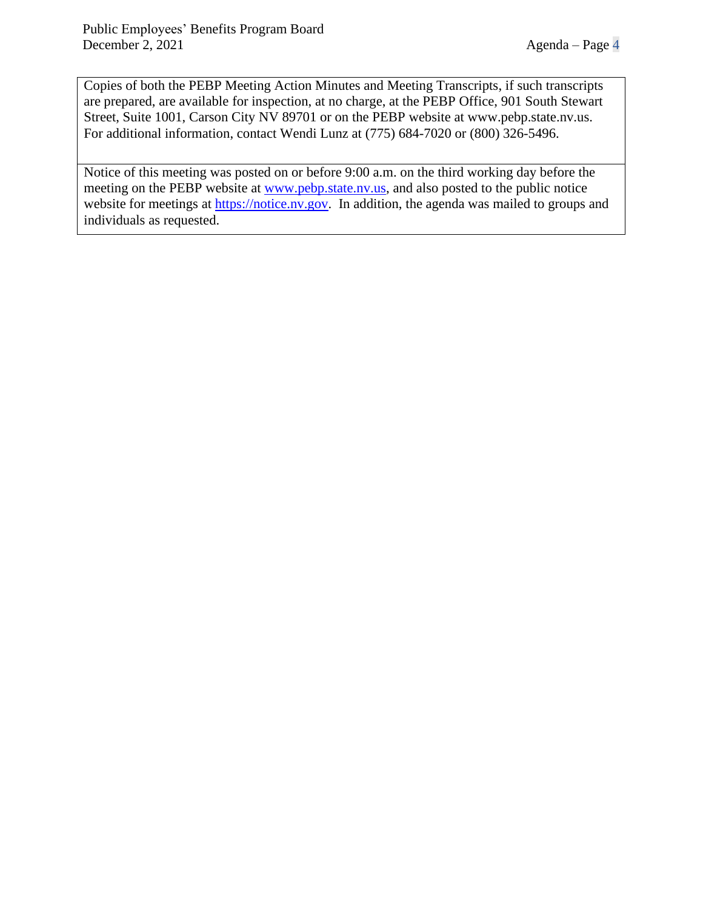Copies of both the PEBP Meeting Action Minutes and Meeting Transcripts, if such transcripts are prepared, are available for inspection, at no charge, at the PEBP Office, 901 South Stewart Street, Suite 1001, Carson City NV 89701 or on the PEBP website at www.pebp.state.nv.us. For additional information, contact Wendi Lunz at (775) 684-7020 or (800) 326-5496.

Notice of this meeting was posted on or before 9:00 a.m. on the third working day before the meeting on the PEBP website at www.pebp.state.nv.us, and also posted to the public notice website for meetings at https://notice.nv.gov. In addition, the agenda was mailed to groups and individuals as requested.